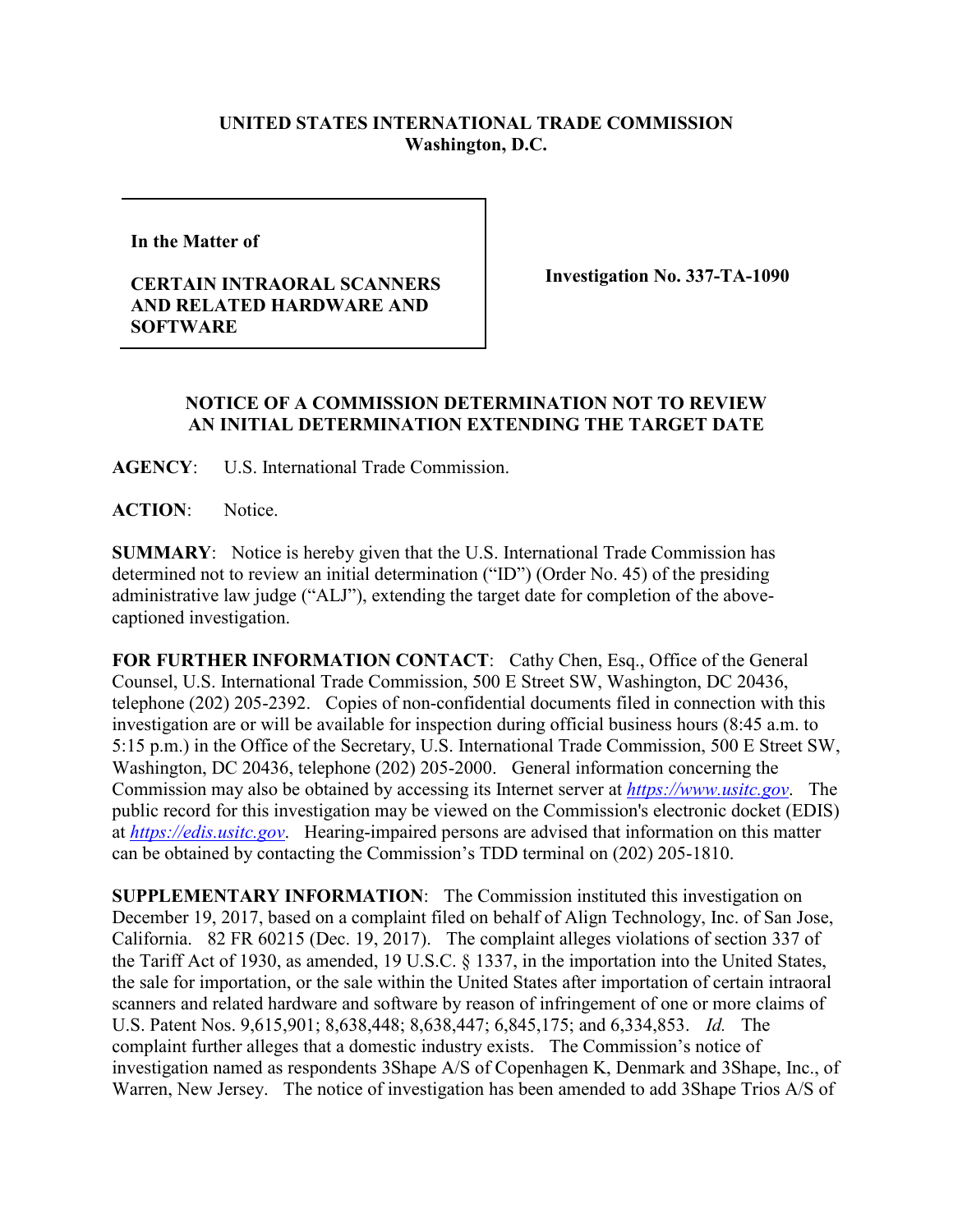**UNITED STATES INTERNATIONAL TRADE COMMISSION**
**Washington, D.C.**

| In the Matter of<br><br>**CERTAIN INTRAORAL SCANNERS AND RELATED HARDWARE AND SOFTWARE** | **Investigation No. 337-TA-1090** |
|---|---|

**NOTICE OF A COMMISSION DETERMINATION NOT TO REVIEW AN INITIAL DETERMINATION EXTENDING THE TARGET DATE**

**AGENCY**: U.S. International Trade Commission.

**ACTION**: Notice.

**SUMMARY**: Notice is hereby given that the U.S. International Trade Commission has determined not to review an initial determination ("ID") (Order No. 45) of the presiding administrative law judge ("ALJ"), extending the target date for completion of the above-captioned investigation.

**FOR FURTHER INFORMATION CONTACT**: Cathy Chen, Esq., Office of the General Counsel, U.S. International Trade Commission, 500 E Street SW, Washington, DC 20436, telephone (202) 205-2392. Copies of non-confidential documents filed in connection with this investigation are or will be available for inspection during official business hours (8:45 a.m. to 5:15 p.m.) in the Office of the Secretary, U.S. International Trade Commission, 500 E Street SW, Washington, DC 20436, telephone (202) 205-2000. General information concerning the Commission may also be obtained by accessing its Internet server at *https://www.usitc.gov*. The public record for this investigation may be viewed on the Commission's electronic docket (EDIS) at *https://edis.usitc.gov*. Hearing-impaired persons are advised that information on this matter can be obtained by contacting the Commission's TDD terminal on (202) 205-1810.

**SUPPLEMENTARY INFORMATION**: The Commission instituted this investigation on December 19, 2017, based on a complaint filed on behalf of Align Technology, Inc. of San Jose, California. 82 FR 60215 (Dec. 19, 2017). The complaint alleges violations of section 337 of the Tariff Act of 1930, as amended, 19 U.S.C. § 1337, in the importation into the United States, the sale for importation, or the sale within the United States after importation of certain intraoral scanners and related hardware and software by reason of infringement of one or more claims of U.S. Patent Nos. 9,615,901; 8,638,448; 8,638,447; 6,845,175; and 6,334,853. *Id.* The complaint further alleges that a domestic industry exists. The Commission's notice of investigation named as respondents 3Shape A/S of Copenhagen K, Denmark and 3Shape, Inc., of Warren, New Jersey. The notice of investigation has been amended to add 3Shape Trios A/S of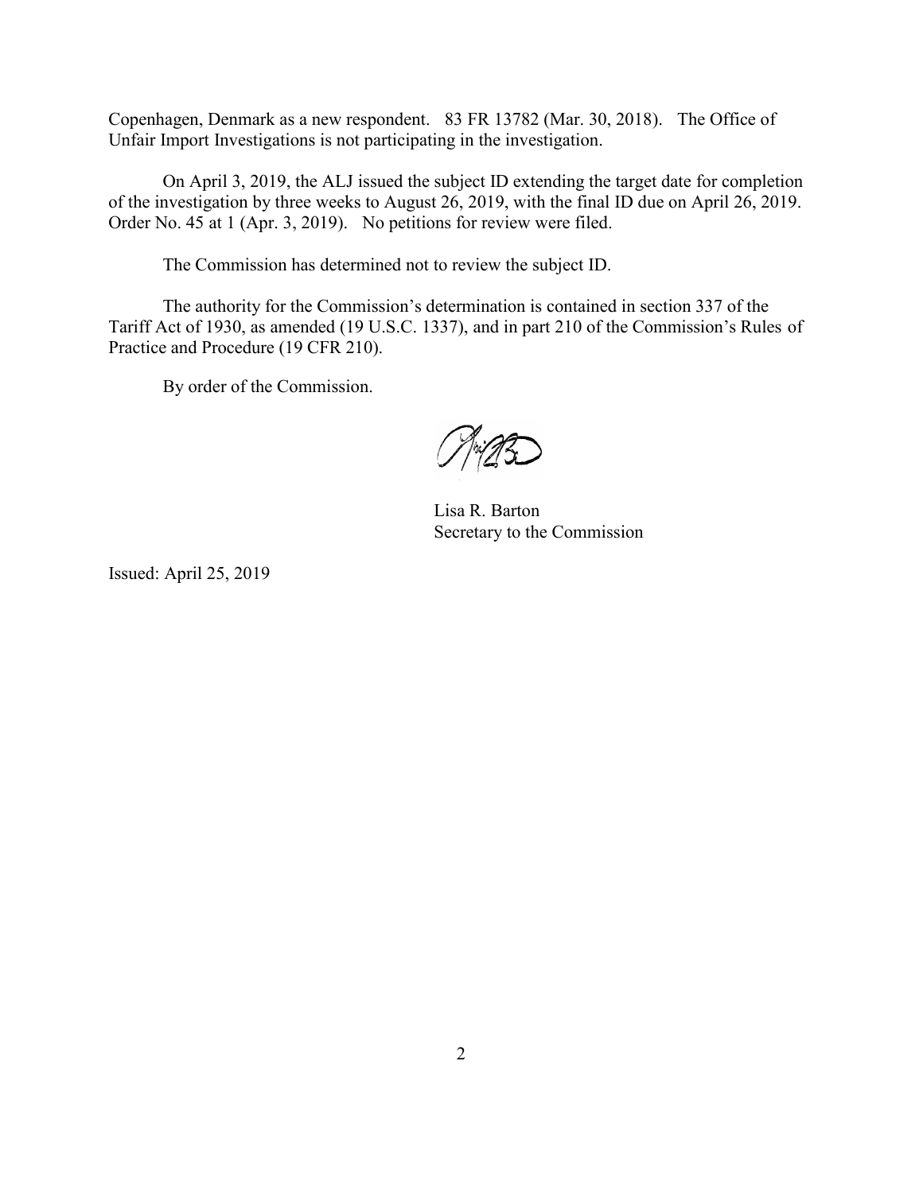Copenhagen, Denmark as a new respondent. 83 FR 13782 (Mar. 30, 2018). The Office of Unfair Import Investigations is not participating in the investigation.

On April 3, 2019, the ALJ issued the subject ID extending the target date for completion of the investigation by three weeks to August 26, 2019, with the final ID due on April 26, 2019. Order No. 45 at 1 (Apr. 3, 2019). No petitions for review were filed.

The Commission has determined not to review the subject ID.

The authority for the Commission's determination is contained in section 337 of the Tariff Act of 1930, as amended (19 U.S.C. 1337), and in part 210 of the Commission's Rules of Practice and Procedure (19 CFR 210).

By order of the Commission.

Lisa R. Barton
Secretary to the Commission

Issued: April 25, 2019